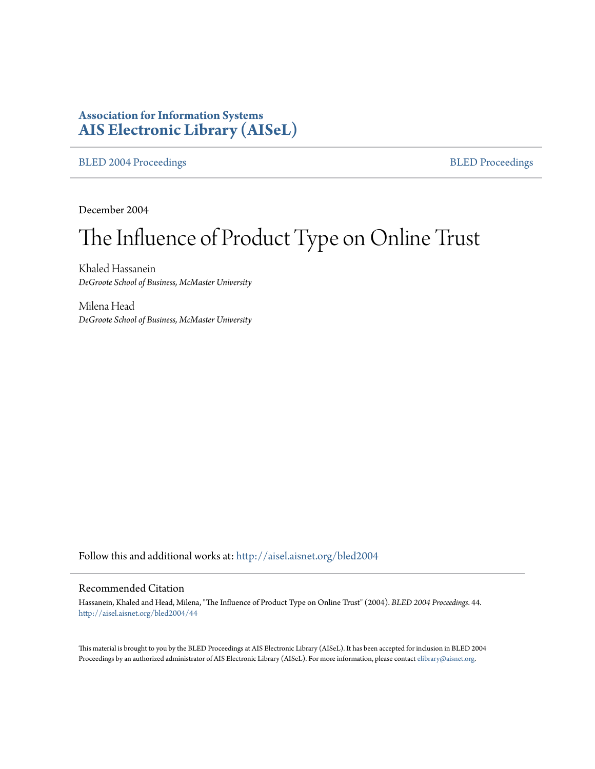**Association for Information Systems**
**AIS Electronic Library (AISeL)**

BLED 2004 Proceedings | BLED Proceedings

December 2004

# The Influence of Product Type on Online Trust

Khaled Hassanein
*DeGroote School of Business, McMaster University*

Milena Head
*DeGroote School of Business, McMaster University*

Follow this and additional works at: http://aisel.aisnet.org/bled2004

## Recommended Citation

Hassanein, Khaled and Head, Milena, "The Influence of Product Type on Online Trust" (2004). *BLED 2004 Proceedings*. 44.
http://aisel.aisnet.org/bled2004/44

This material is brought to you by the BLED Proceedings at AIS Electronic Library (AISeL). It has been accepted for inclusion in BLED 2004 Proceedings by an authorized administrator of AIS Electronic Library (AISeL). For more information, please contact elibrary@aisnet.org.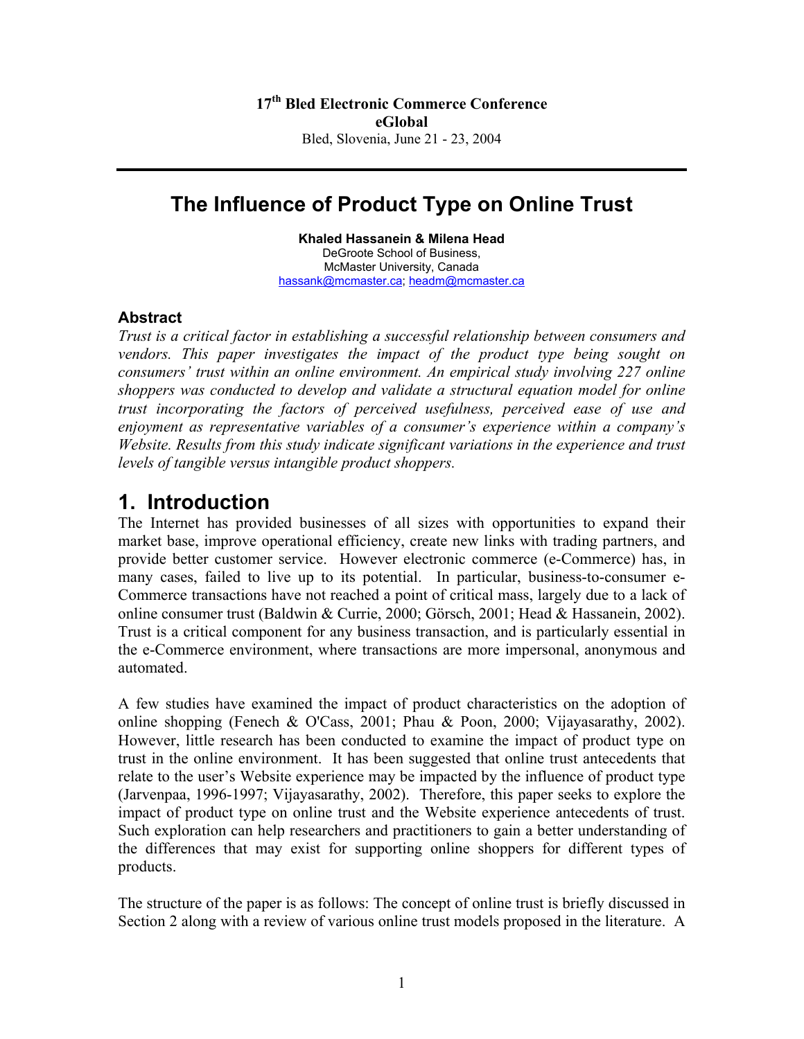17th Bled Electronic Commerce Conference

**eGlobal**

Bled, Slovenia, June 21 - 23, 2004

---

# The Influence of Product Type on Online Trust

**Khaled Hassanein & Milena Head**

DeGroote School of Business,
McMaster University, Canada
hassank@mcmaster.ca; headm@mcmaster.ca

## Abstract

*Trust is a critical factor in establishing a successful relationship between consumers and vendors. This paper investigates the impact of the product type being sought on consumers' trust within an online environment. An empirical study involving 227 online shoppers was conducted to develop and validate a structural equation model for online trust incorporating the factors of perceived usefulness, perceived ease of use and enjoyment as representative variables of a consumer's experience within a company's Website. Results from this study indicate significant variations in the experience and trust levels of tangible versus intangible product shoppers.*

# 1. Introduction

The Internet has provided businesses of all sizes with opportunities to expand their market base, improve operational efficiency, create new links with trading partners, and provide better customer service. However electronic commerce (e-Commerce) has, in many cases, failed to live up to its potential. In particular, business-to-consumer e-Commerce transactions have not reached a point of critical mass, largely due to a lack of online consumer trust (Baldwin & Currie, 2000; Görsch, 2001; Head & Hassanein, 2002). Trust is a critical component for any business transaction, and is particularly essential in the e-Commerce environment, where transactions are more impersonal, anonymous and automated.

A few studies have examined the impact of product characteristics on the adoption of online shopping (Fenech & O'Cass, 2001; Phau & Poon, 2000; Vijayasarathy, 2002). However, little research has been conducted to examine the impact of product type on trust in the online environment. It has been suggested that online trust antecedents that relate to the user's Website experience may be impacted by the influence of product type (Jarvenpaa, 1996-1997; Vijayasarathy, 2002). Therefore, this paper seeks to explore the impact of product type on online trust and the Website experience antecedents of trust. Such exploration can help researchers and practitioners to gain a better understanding of the differences that may exist for supporting online shoppers for different types of products.

The structure of the paper is as follows: The concept of online trust is briefly discussed in Section 2 along with a review of various online trust models proposed in the literature. A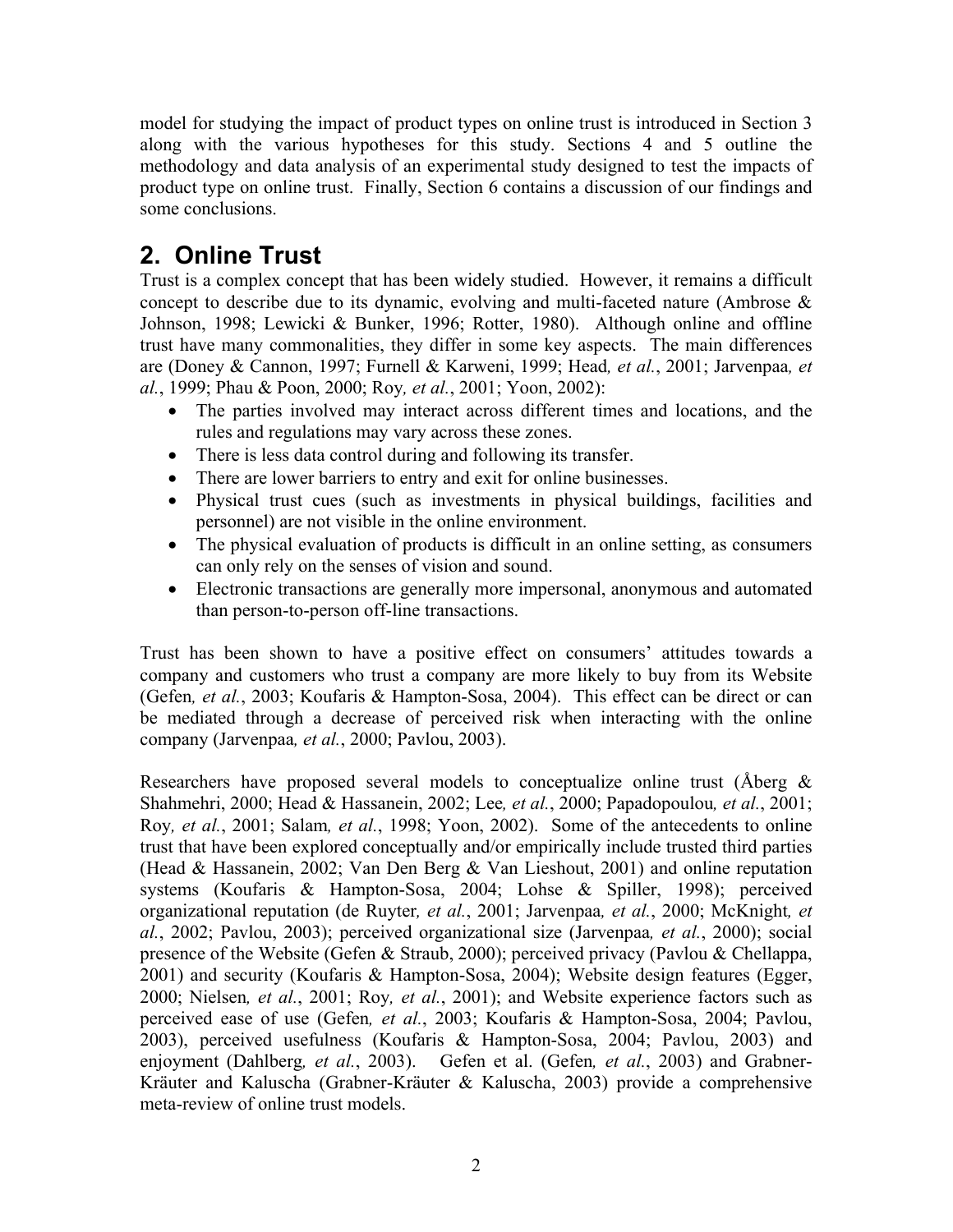model for studying the impact of product types on online trust is introduced in Section 3 along with the various hypotheses for this study. Sections 4 and 5 outline the methodology and data analysis of an experimental study designed to test the impacts of product type on online trust. Finally, Section 6 contains a discussion of our findings and some conclusions.

# 2. Online Trust

Trust is a complex concept that has been widely studied. However, it remains a difficult concept to describe due to its dynamic, evolving and multi-faceted nature (Ambrose & Johnson, 1998; Lewicki & Bunker, 1996; Rotter, 1980). Although online and offline trust have many commonalities, they differ in some key aspects. The main differences are (Doney & Cannon, 1997; Furnell & Karweni, 1999; Head*, et al.*, 2001; Jarvenpaa*, et al.*, 1999; Phau & Poon, 2000; Roy*, et al.*, 2001; Yoon, 2002):

- The parties involved may interact across different times and locations, and the rules and regulations may vary across these zones.
- There is less data control during and following its transfer.
- There are lower barriers to entry and exit for online businesses.
- Physical trust cues (such as investments in physical buildings, facilities and personnel) are not visible in the online environment.
- The physical evaluation of products is difficult in an online setting, as consumers can only rely on the senses of vision and sound.
- Electronic transactions are generally more impersonal, anonymous and automated than person-to-person off-line transactions.

Trust has been shown to have a positive effect on consumers' attitudes towards a company and customers who trust a company are more likely to buy from its Website (Gefen*, et al.*, 2003; Koufaris & Hampton-Sosa, 2004). This effect can be direct or can be mediated through a decrease of perceived risk when interacting with the online company (Jarvenpaa*, et al.*, 2000; Pavlou, 2003).

Researchers have proposed several models to conceptualize online trust (Åberg & Shahmehri, 2000; Head & Hassanein, 2002; Lee*, et al.*, 2000; Papadopoulou*, et al.*, 2001; Roy*, et al.*, 2001; Salam*, et al.*, 1998; Yoon, 2002). Some of the antecedents to online trust that have been explored conceptually and/or empirically include trusted third parties (Head & Hassanein, 2002; Van Den Berg & Van Lieshout, 2001) and online reputation systems (Koufaris & Hampton-Sosa, 2004; Lohse & Spiller, 1998); perceived organizational reputation (de Ruyter*, et al.*, 2001; Jarvenpaa*, et al.*, 2000; McKnight*, et al.*, 2002; Pavlou, 2003); perceived organizational size (Jarvenpaa*, et al.*, 2000); social presence of the Website (Gefen & Straub, 2000); perceived privacy (Pavlou & Chellappa, 2001) and security (Koufaris & Hampton-Sosa, 2004); Website design features (Egger, 2000; Nielsen*, et al.*, 2001; Roy*, et al.*, 2001); and Website experience factors such as perceived ease of use (Gefen*, et al.*, 2003; Koufaris & Hampton-Sosa, 2004; Pavlou, 2003), perceived usefulness (Koufaris & Hampton-Sosa, 2004; Pavlou, 2003) and enjoyment (Dahlberg*, et al.*, 2003). Gefen et al. (Gefen*, et al.*, 2003) and Grabner-Kräuter and Kaluscha (Grabner-Kräuter & Kaluscha, 2003) provide a comprehensive meta-review of online trust models.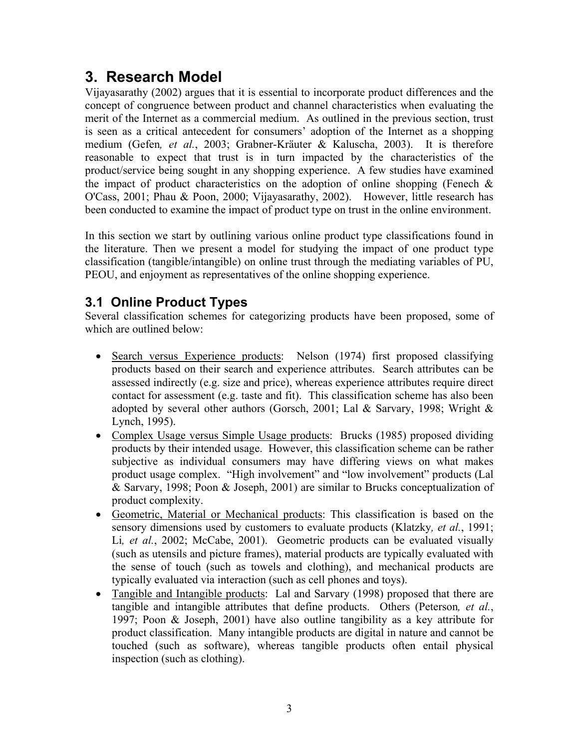# 3. Research Model

Vijayasarathy (2002) argues that it is essential to incorporate product differences and the concept of congruence between product and channel characteristics when evaluating the merit of the Internet as a commercial medium. As outlined in the previous section, trust is seen as a critical antecedent for consumers' adoption of the Internet as a shopping medium (Gefen*, et al.*, 2003; Grabner-Kräuter & Kaluscha, 2003). It is therefore reasonable to expect that trust is in turn impacted by the characteristics of the product/service being sought in any shopping experience. A few studies have examined the impact of product characteristics on the adoption of online shopping (Fenech & O'Cass, 2001; Phau & Poon, 2000; Vijayasarathy, 2002). However, little research has been conducted to examine the impact of product type on trust in the online environment.

In this section we start by outlining various online product type classifications found in the literature. Then we present a model for studying the impact of one product type classification (tangible/intangible) on online trust through the mediating variables of PU, PEOU, and enjoyment as representatives of the online shopping experience.

## 3.1 Online Product Types

Several classification schemes for categorizing products have been proposed, some of which are outlined below:

- Search versus Experience products: Nelson (1974) first proposed classifying products based on their search and experience attributes. Search attributes can be assessed indirectly (e.g. size and price), whereas experience attributes require direct contact for assessment (e.g. taste and fit). This classification scheme has also been adopted by several other authors (Gorsch, 2001; Lal & Sarvary, 1998; Wright & Lynch, 1995).
- Complex Usage versus Simple Usage products: Brucks (1985) proposed dividing products by their intended usage. However, this classification scheme can be rather subjective as individual consumers may have differing views on what makes product usage complex. "High involvement" and "low involvement" products (Lal & Sarvary, 1998; Poon & Joseph, 2001) are similar to Brucks conceptualization of product complexity.
- Geometric, Material or Mechanical products: This classification is based on the sensory dimensions used by customers to evaluate products (Klatzky*, et al.*, 1991; Li*, et al.*, 2002; McCabe, 2001). Geometric products can be evaluated visually (such as utensils and picture frames), material products are typically evaluated with the sense of touch (such as towels and clothing), and mechanical products are typically evaluated via interaction (such as cell phones and toys).
- Tangible and Intangible products: Lal and Sarvary (1998) proposed that there are tangible and intangible attributes that define products. Others (Peterson*, et al.*, 1997; Poon & Joseph, 2001) have also outline tangibility as a key attribute for product classification. Many intangible products are digital in nature and cannot be touched (such as software), whereas tangible products often entail physical inspection (such as clothing).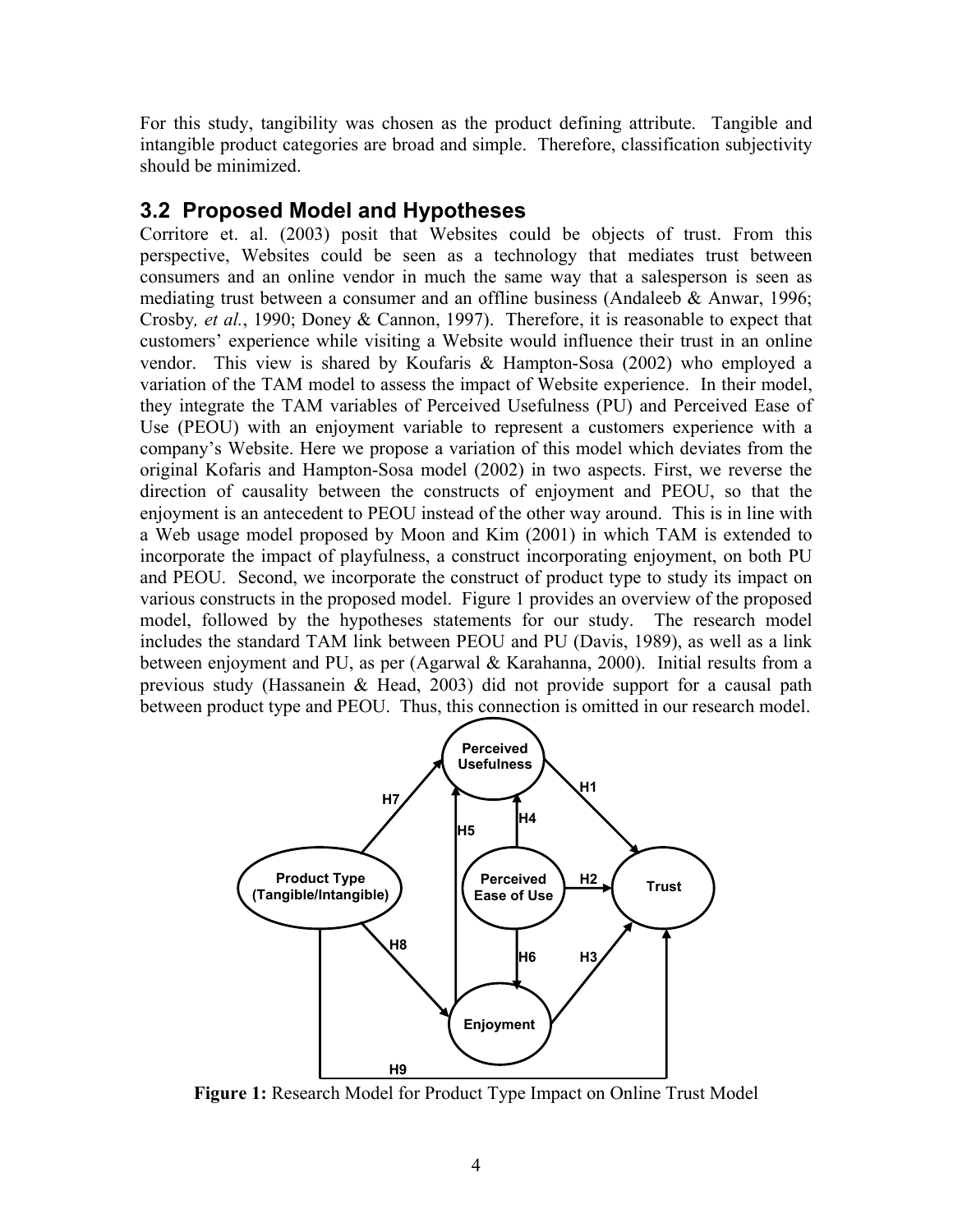For this study, tangibility was chosen as the product defining attribute. Tangible and intangible product categories are broad and simple. Therefore, classification subjectivity should be minimized.

## 3.2 Proposed Model and Hypotheses

Corritore et. al. (2003) posit that Websites could be objects of trust. From this perspective, Websites could be seen as a technology that mediates trust between consumers and an online vendor in much the same way that a salesperson is seen as mediating trust between a consumer and an offline business (Andaleeb & Anwar, 1996; Crosby*, et al.*, 1990; Doney & Cannon, 1997). Therefore, it is reasonable to expect that customers' experience while visiting a Website would influence their trust in an online vendor. This view is shared by Koufaris & Hampton-Sosa (2002) who employed a variation of the TAM model to assess the impact of Website experience. In their model, they integrate the TAM variables of Perceived Usefulness (PU) and Perceived Ease of Use (PEOU) with an enjoyment variable to represent a customers experience with a company's Website. Here we propose a variation of this model which deviates from the original Kofaris and Hampton-Sosa model (2002) in two aspects. First, we reverse the direction of causality between the constructs of enjoyment and PEOU, so that the enjoyment is an antecedent to PEOU instead of the other way around. This is in line with a Web usage model proposed by Moon and Kim (2001) in which TAM is extended to incorporate the impact of playfulness, a construct incorporating enjoyment, on both PU and PEOU. Second, we incorporate the construct of product type to study its impact on various constructs in the proposed model. Figure 1 provides an overview of the proposed model, followed by the hypotheses statements for our study. The research model includes the standard TAM link between PEOU and PU (Davis, 1989), as well as a link between enjoyment and PU, as per (Agarwal & Karahanna, 2000). Initial results from a previous study (Hassanein & Head, 2003) did not provide support for a causal path between product type and PEOU. Thus, this connection is omitted in our research model.

**Figure 1:** Research Model for Product Type Impact on Online Trust Model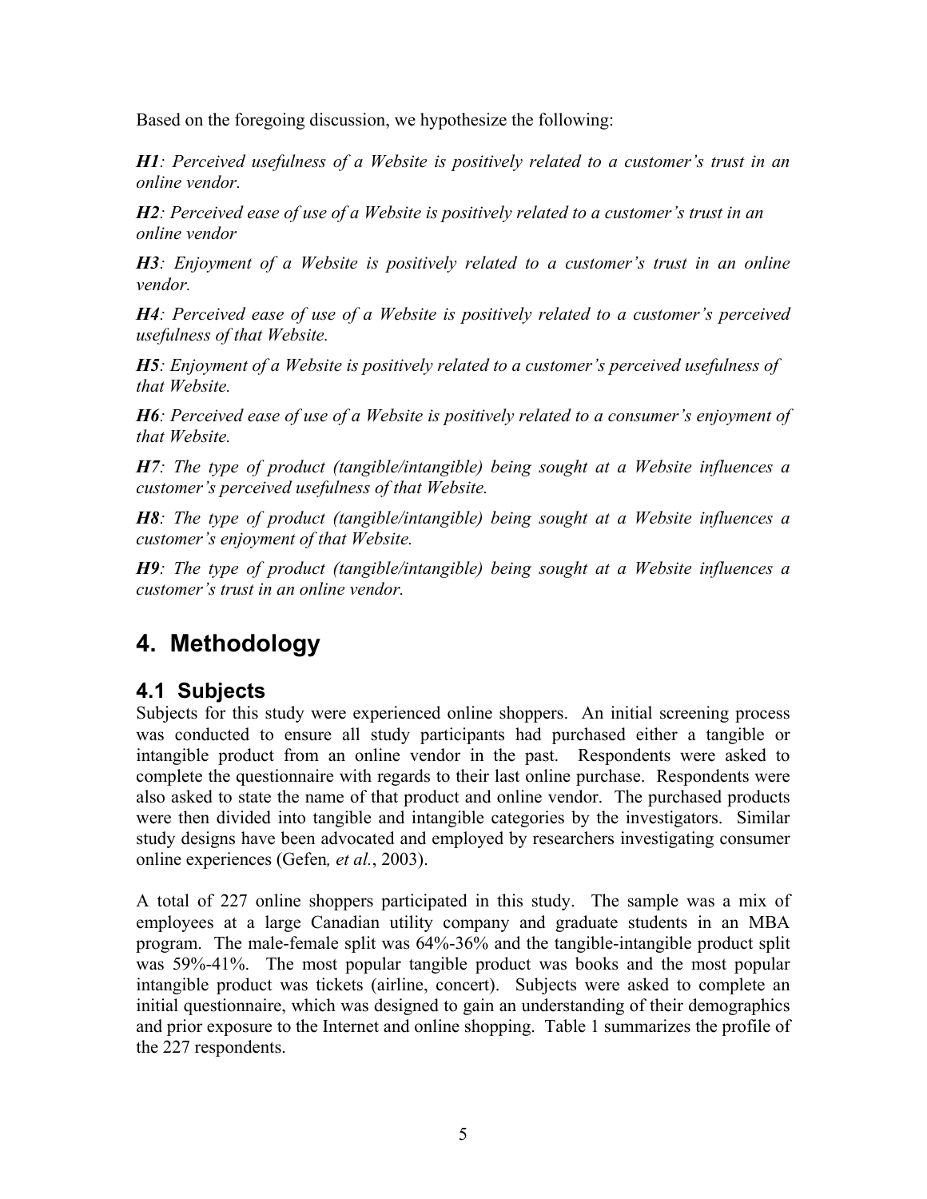Based on the foregoing discussion, we hypothesize the following:

***H1**: Perceived usefulness of a Website is positively related to a customer's trust in an online vendor.*

***H2**: Perceived ease of use of a Website is positively related to a customer's trust in an online vendor*

***H3**: Enjoyment of a Website is positively related to a customer's trust in an online vendor.*

***H4**: Perceived ease of use of a Website is positively related to a customer's perceived usefulness of that Website.*

***H5**: Enjoyment of a Website is positively related to a customer's perceived usefulness of that Website.*

***H6**: Perceived ease of use of a Website is positively related to a consumer's enjoyment of that Website.*

***H7**: The type of product (tangible/intangible) being sought at a Website influences a customer's perceived usefulness of that Website.*

***H8**: The type of product (tangible/intangible) being sought at a Website influences a customer's enjoyment of that Website.*

***H9**: The type of product (tangible/intangible) being sought at a Website influences a customer's trust in an online vendor.*

# 4. Methodology

## 4.1 Subjects

Subjects for this study were experienced online shoppers. An initial screening process was conducted to ensure all study participants had purchased either a tangible or intangible product from an online vendor in the past. Respondents were asked to complete the questionnaire with regards to their last online purchase. Respondents were also asked to state the name of that product and online vendor. The purchased products were then divided into tangible and intangible categories by the investigators. Similar study designs have been advocated and employed by researchers investigating consumer online experiences (Gefen*, et al.*, 2003).

A total of 227 online shoppers participated in this study. The sample was a mix of employees at a large Canadian utility company and graduate students in an MBA program. The male-female split was 64%-36% and the tangible-intangible product split was 59%-41%. The most popular tangible product was books and the most popular intangible product was tickets (airline, concert). Subjects were asked to complete an initial questionnaire, which was designed to gain an understanding of their demographics and prior exposure to the Internet and online shopping. Table 1 summarizes the profile of the 227 respondents.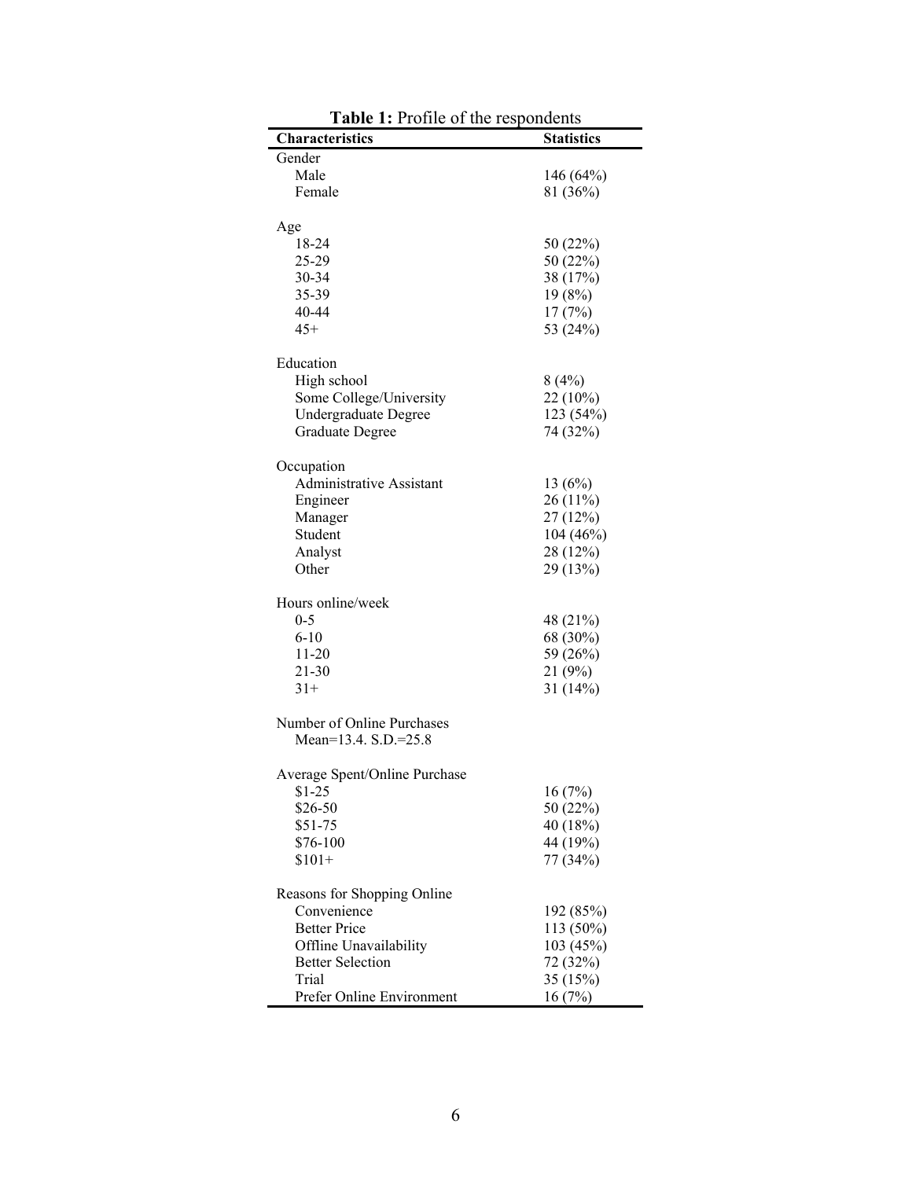**Table 1:** Profile of the respondents

| Characteristics | Statistics |
|---|---|
| Gender | |
| Male | 146 (64%) |
| Female | 81 (36%) |
| | |
| Age | |
| 18-24 | 50 (22%) |
| 25-29 | 50 (22%) |
| 30-34 | 38 (17%) |
| 35-39 | 19 (8%) |
| 40-44 | 17 (7%) |
| 45+ | 53 (24%) |
| | |
| Education | |
| High school | 8 (4%) |
| Some College/University | 22 (10%) |
| Undergraduate Degree | 123 (54%) |
| Graduate Degree | 74 (32%) |
| | |
| Occupation | |
| Administrative Assistant | 13 (6%) |
| Engineer | 26 (11%) |
| Manager | 27 (12%) |
| Student | 104 (46%) |
| Analyst | 28 (12%) |
| Other | 29 (13%) |
| | |
| Hours online/week | |
| 0-5 | 48 (21%) |
| 6-10 | 68 (30%) |
| 11-20 | 59 (26%) |
| 21-30 | 21 (9%) |
| 31+ | 31 (14%) |
| | |
| Number of Online Purchases | |
| Mean=13.4. S.D.=25.8 | |
| | |
| Average Spent/Online Purchase | |
| $1-25 | 16 (7%) |
| $26-50 | 50 (22%) |
| $51-75 | 40 (18%) |
| $76-100 | 44 (19%) |
| $101+ | 77 (34%) |
| | |
| Reasons for Shopping Online | |
| Convenience | 192 (85%) |
| Better Price | 113 (50%) |
| Offline Unavailability | 103 (45%) |
| Better Selection | 72 (32%) |
| Trial | 35 (15%) |
| Prefer Online Environment | 16 (7%) |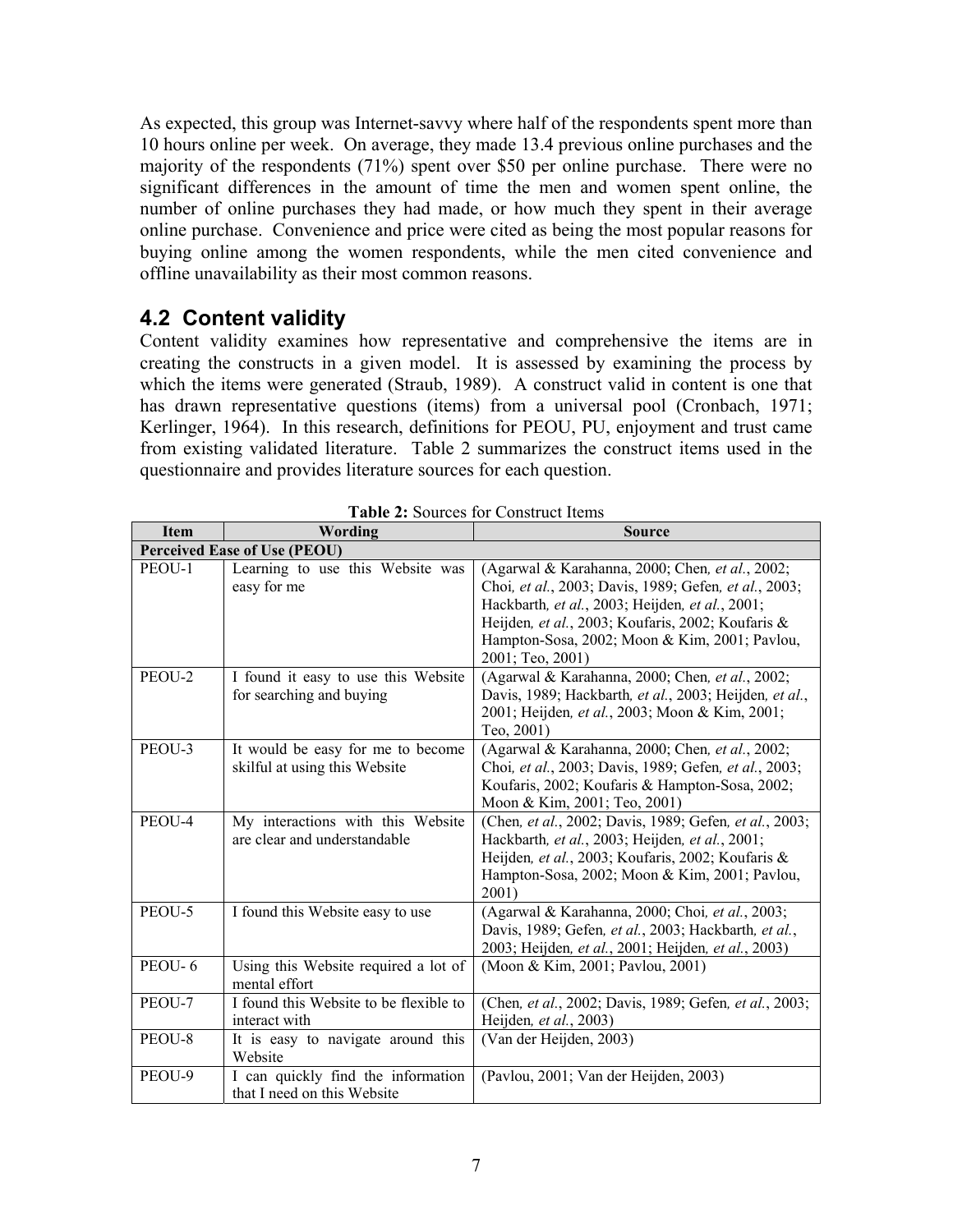As expected, this group was Internet-savvy where half of the respondents spent more than 10 hours online per week. On average, they made 13.4 previous online purchases and the majority of the respondents (71%) spent over $50 per online purchase. There were no significant differences in the amount of time the men and women spent online, the number of online purchases they had made, or how much they spent in their average online purchase. Convenience and price were cited as being the most popular reasons for buying online among the women respondents, while the men cited convenience and offline unavailability as their most common reasons.

## 4.2 Content validity

Content validity examines how representative and comprehensive the items are in creating the constructs in a given model. It is assessed by examining the process by which the items were generated (Straub, 1989). A construct valid in content is one that has drawn representative questions (items) from a universal pool (Cronbach, 1971; Kerlinger, 1964). In this research, definitions for PEOU, PU, enjoyment and trust came from existing validated literature. Table 2 summarizes the construct items used in the questionnaire and provides literature sources for each question.

**Table 2:** Sources for Construct Items

| Item | Wording | Source |
|---|---|---|
| **Perceived Ease of Use (PEOU)** | | |
| PEOU-1 | Learning to use this Website was easy for me | (Agarwal & Karahanna, 2000; Chen*, et al.*, 2002; Choi*, et al.*, 2003; Davis, 1989; Gefen*, et al.*, 2003; Hackbarth*, et al.*, 2003; Heijden*, et al.*, 2001; Heijden*, et al.*, 2003; Koufaris, 2002; Koufaris & Hampton-Sosa, 2002; Moon & Kim, 2001; Pavlou, 2001; Teo, 2001) |
| PEOU-2 | I found it easy to use this Website for searching and buying | (Agarwal & Karahanna, 2000; Chen*, et al.*, 2002; Davis, 1989; Hackbarth*, et al.*, 2003; Heijden*, et al.*, 2001; Heijden*, et al.*, 2003; Moon & Kim, 2001; Teo, 2001) |
| PEOU-3 | It would be easy for me to become skilful at using this Website | (Agarwal & Karahanna, 2000; Chen*, et al.*, 2002; Choi*, et al.*, 2003; Davis, 1989; Gefen*, et al.*, 2003; Koufaris, 2002; Koufaris & Hampton-Sosa, 2002; Moon & Kim, 2001; Teo, 2001) |
| PEOU-4 | My interactions with this Website are clear and understandable | (Chen*, et al.*, 2002; Davis, 1989; Gefen*, et al.*, 2003; Hackbarth*, et al.*, 2003; Heijden*, et al.*, 2001; Heijden*, et al.*, 2003; Koufaris, 2002; Koufaris & Hampton-Sosa, 2002; Moon & Kim, 2001; Pavlou, 2001) |
| PEOU-5 | I found this Website easy to use | (Agarwal & Karahanna, 2000; Choi*, et al.*, 2003; Davis, 1989; Gefen*, et al.*, 2003; Hackbarth*, et al.*, 2003; Heijden*, et al.*, 2001; Heijden*, et al.*, 2003) |
| PEOU- 6 | Using this Website required a lot of mental effort | (Moon & Kim, 2001; Pavlou, 2001) |
| PEOU-7 | I found this Website to be flexible to interact with | (Chen*, et al.*, 2002; Davis, 1989; Gefen*, et al.*, 2003; Heijden*, et al.*, 2003) |
| PEOU-8 | It is easy to navigate around this Website | (Van der Heijden, 2003) |
| PEOU-9 | I can quickly find the information that I need on this Website | (Pavlou, 2001; Van der Heijden, 2003) |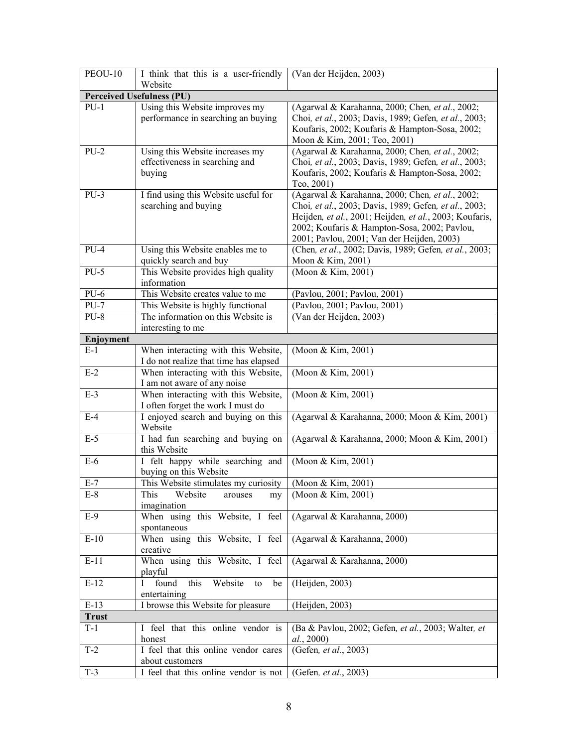| PEOU-10 | I think that this is a user-friendly Website | (Van der Heijden, 2003) |
|---|---|---|
| **Perceived Usefulness (PU)** | | |
| PU-1 | Using this Website improves my performance in searching an buying | (Agarwal & Karahanna, 2000; Chen*, et al.*, 2002; Choi*, et al.*, 2003; Davis, 1989; Gefen*, et al.*, 2003; Koufaris, 2002; Koufaris & Hampton-Sosa, 2002; Moon & Kim, 2001; Teo, 2001) |
| PU-2 | Using this Website increases my effectiveness in searching and buying | (Agarwal & Karahanna, 2000; Chen*, et al.*, 2002; Choi*, et al.*, 2003; Davis, 1989; Gefen*, et al.*, 2003; Koufaris, 2002; Koufaris & Hampton-Sosa, 2002; Teo, 2001) |
| PU-3 | I find using this Website useful for searching and buying | (Agarwal & Karahanna, 2000; Chen*, et al.*, 2002; Choi*, et al.*, 2003; Davis, 1989; Gefen*, et al.*, 2003; Heijden*, et al.*, 2001; Heijden*, et al.*, 2003; Koufaris, 2002; Koufaris & Hampton-Sosa, 2002; Pavlou, 2001; Pavlou, 2001; Van der Heijden, 2003) |
| PU-4 | Using this Website enables me to quickly search and buy | (Chen*, et al.*, 2002; Davis, 1989; Gefen*, et al.*, 2003; Moon & Kim, 2001) |
| PU-5 | This Website provides high quality information | (Moon & Kim, 2001) |
| PU-6 | This Website creates value to me | (Pavlou, 2001; Pavlou, 2001) |
| PU-7 | This Website is highly functional | (Pavlou, 2001; Pavlou, 2001) |
| PU-8 | The information on this Website is interesting to me | (Van der Heijden, 2003) |
| **Enjoyment** | | |
| E-1 | When interacting with this Website, I do not realize that time has elapsed | (Moon & Kim, 2001) |
| E-2 | When interacting with this Website, I am not aware of any noise | (Moon & Kim, 2001) |
| E-3 | When interacting with this Website, I often forget the work I must do | (Moon & Kim, 2001) |
| E-4 | I enjoyed search and buying on this Website | (Agarwal & Karahanna, 2000; Moon & Kim, 2001) |
| E-5 | I had fun searching and buying on this Website | (Agarwal & Karahanna, 2000; Moon & Kim, 2001) |
| E-6 | I felt happy while searching and buying on this Website | (Moon & Kim, 2001) |
| E-7 | This Website stimulates my curiosity | (Moon & Kim, 2001) |
| E-8 | This Website arouses my imagination | (Moon & Kim, 2001) |
| E-9 | When using this Website, I feel spontaneous | (Agarwal & Karahanna, 2000) |
| E-10 | When using this Website, I feel creative | (Agarwal & Karahanna, 2000) |
| E-11 | When using this Website, I feel playful | (Agarwal & Karahanna, 2000) |
| E-12 | I found this Website to be entertaining | (Heijden, 2003) |
| E-13 | I browse this Website for pleasure | (Heijden, 2003) |
| **Trust** | | |
| T-1 | I feel that this online vendor is honest | (Ba & Pavlou, 2002; Gefen*, et al.*, 2003; Walter*, et al.*, 2000) |
| T-2 | I feel that this online vendor cares about customers | (Gefen*, et al.*, 2003) |
| T-3 | I feel that this online vendor is not | (Gefen*, et al.*, 2003) |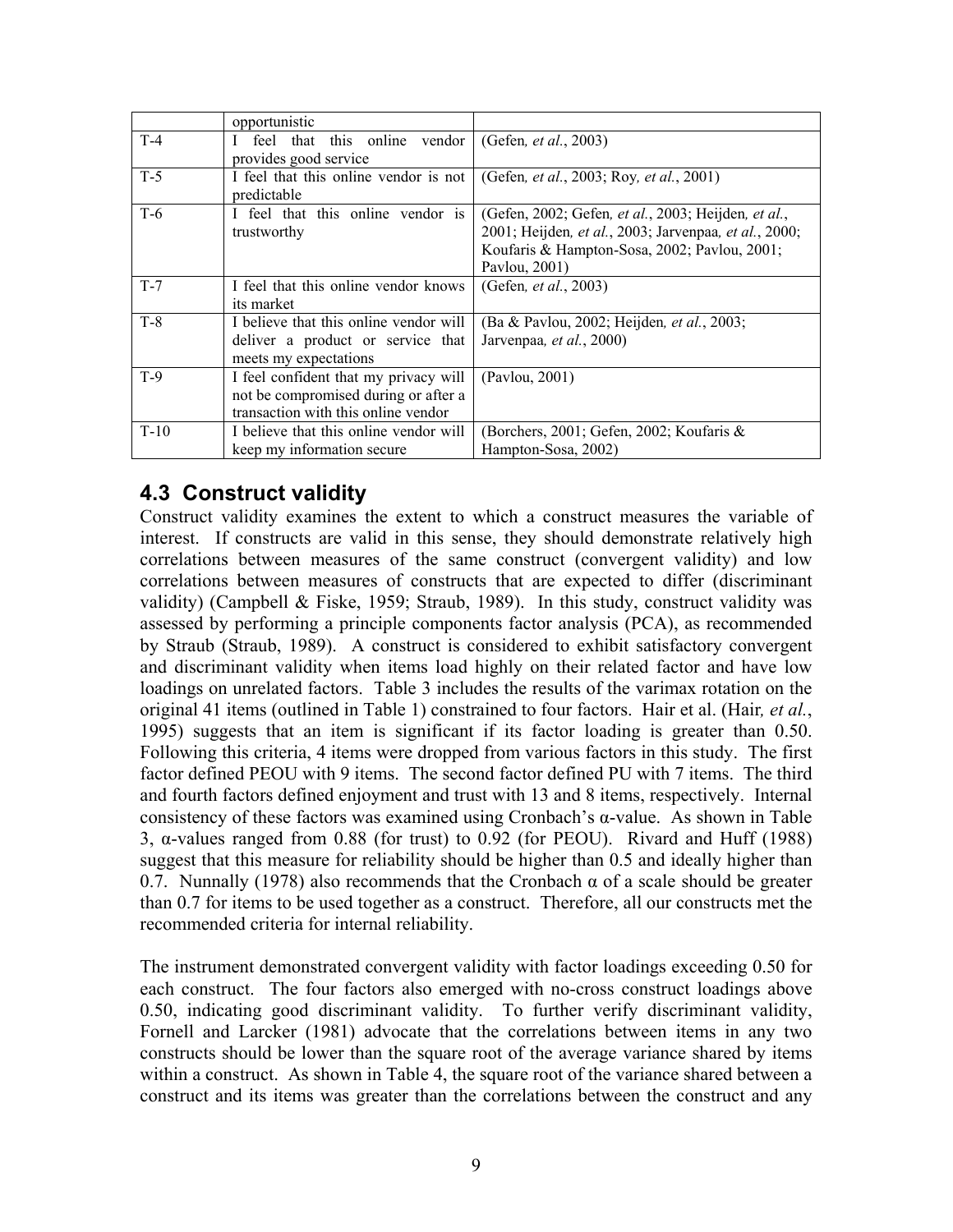|  | opportunistic |  |
| --- | --- | --- |
| T-4 | I feel that this online vendor provides good service | (Gefen*, et al.*, 2003) |
| T-5 | I feel that this online vendor is not predictable | (Gefen*, et al.*, 2003; Roy*, et al.*, 2001) |
| T-6 | I feel that this online vendor is trustworthy | (Gefen, 2002; Gefen*, et al.*, 2003; Heijden*, et al.*, 2001; Heijden*, et al.*, 2003; Jarvenpaa*, et al.*, 2000; Koufaris & Hampton-Sosa, 2002; Pavlou, 2001; Pavlou, 2001) |
| T-7 | I feel that this online vendor knows its market | (Gefen*, et al.*, 2003) |
| T-8 | I believe that this online vendor will deliver a product or service that meets my expectations | (Ba & Pavlou, 2002; Heijden*, et al.*, 2003; Jarvenpaa*, et al.*, 2000) |
| T-9 | I feel confident that my privacy will not be compromised during or after a transaction with this online vendor | (Pavlou, 2001) |
| T-10 | I believe that this online vendor will keep my information secure | (Borchers, 2001; Gefen, 2002; Koufaris & Hampton-Sosa, 2002) |

## 4.3 Construct validity

Construct validity examines the extent to which a construct measures the variable of interest. If constructs are valid in this sense, they should demonstrate relatively high correlations between measures of the same construct (convergent validity) and low correlations between measures of constructs that are expected to differ (discriminant validity) (Campbell & Fiske, 1959; Straub, 1989). In this study, construct validity was assessed by performing a principle components factor analysis (PCA), as recommended by Straub (Straub, 1989). A construct is considered to exhibit satisfactory convergent and discriminant validity when items load highly on their related factor and have low loadings on unrelated factors. Table 3 includes the results of the varimax rotation on the original 41 items (outlined in Table 1) constrained to four factors. Hair et al. (Hair*, et al.*, 1995) suggests that an item is significant if its factor loading is greater than 0.50. Following this criteria, 4 items were dropped from various factors in this study. The first factor defined PEOU with 9 items. The second factor defined PU with 7 items. The third and fourth factors defined enjoyment and trust with 13 and 8 items, respectively. Internal consistency of these factors was examined using Cronbach's α-value. As shown in Table 3, α-values ranged from 0.88 (for trust) to 0.92 (for PEOU). Rivard and Huff (1988) suggest that this measure for reliability should be higher than 0.5 and ideally higher than 0.7. Nunnally (1978) also recommends that the Cronbach α of a scale should be greater than 0.7 for items to be used together as a construct. Therefore, all our constructs met the recommended criteria for internal reliability.

The instrument demonstrated convergent validity with factor loadings exceeding 0.50 for each construct. The four factors also emerged with no-cross construct loadings above 0.50, indicating good discriminant validity. To further verify discriminant validity, Fornell and Larcker (1981) advocate that the correlations between items in any two constructs should be lower than the square root of the average variance shared by items within a construct. As shown in Table 4, the square root of the variance shared between a construct and its items was greater than the correlations between the construct and any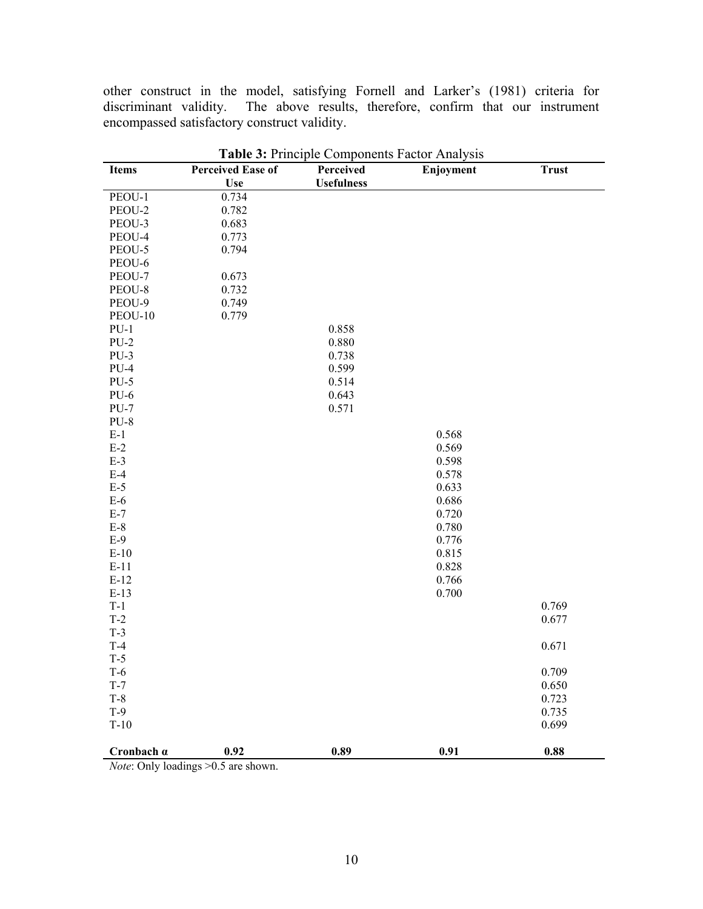other construct in the model, satisfying Fornell and Larker's (1981) criteria for discriminant validity. The above results, therefore, confirm that our instrument encompassed satisfactory construct validity.

**Table 3:** Principle Components Factor Analysis

| Items | Perceived Ease of Use | Perceived Usefulness | Enjoyment | Trust |
|---|---|---|---|---|
| PEOU-1 | 0.734 | | | |
| PEOU-2 | 0.782 | | | |
| PEOU-3 | 0.683 | | | |
| PEOU-4 | 0.773 | | | |
| PEOU-5 | 0.794 | | | |
| PEOU-6 | | | | |
| PEOU-7 | 0.673 | | | |
| PEOU-8 | 0.732 | | | |
| PEOU-9 | 0.749 | | | |
| PEOU-10 | 0.779 | | | |
| PU-1 | | 0.858 | | |
| PU-2 | | 0.880 | | |
| PU-3 | | 0.738 | | |
| PU-4 | | 0.599 | | |
| PU-5 | | 0.514 | | |
| PU-6 | | 0.643 | | |
| PU-7 | | 0.571 | | |
| PU-8 | | | | |
| E-1 | | | 0.568 | |
| E-2 | | | 0.569 | |
| E-3 | | | 0.598 | |
| E-4 | | | 0.578 | |
| E-5 | | | 0.633 | |
| E-6 | | | 0.686 | |
| E-7 | | | 0.720 | |
| E-8 | | | 0.780 | |
| E-9 | | | 0.776 | |
| E-10 | | | 0.815 | |
| E-11 | | | 0.828 | |
| E-12 | | | 0.766 | |
| E-13 | | | 0.700 | |
| T-1 | | | | 0.769 |
| T-2 | | | | 0.677 |
| T-3 | | | | |
| T-4 | | | | 0.671 |
| T-5 | | | | |
| T-6 | | | | 0.709 |
| T-7 | | | | 0.650 |
| T-8 | | | | 0.723 |
| T-9 | | | | 0.735 |
| T-10 | | | | 0.699 |
| **Cronbach α** | **0.92** | **0.89** | **0.91** | **0.88** |

*Note*: Only loadings >0.5 are shown.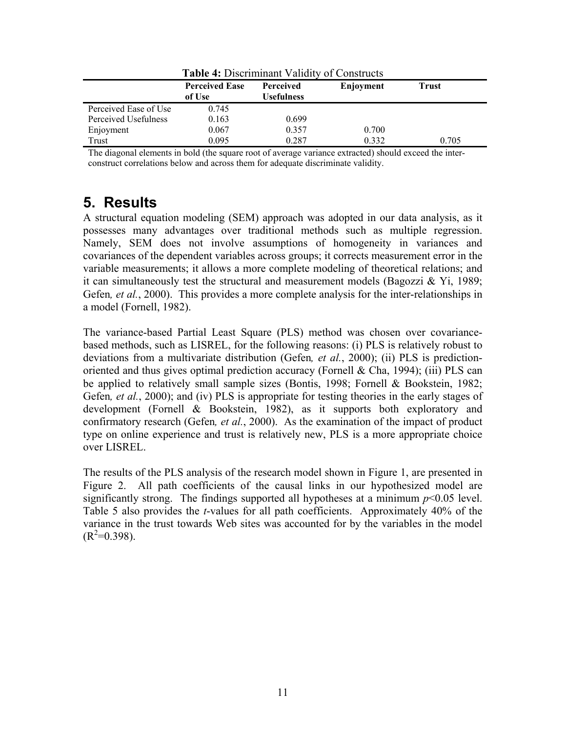**Table 4:** Discriminant Validity of Constructs

| | Perceived Ease of Use | Perceived Usefulness | Enjoyment | Trust |
|---|---|---|---|---|
| Perceived Ease of Use | 0.745 | | | |
| Perceived Usefulness | 0.163 | 0.699 | | |
| Enjoyment | 0.067 | 0.357 | 0.700 | |
| Trust | 0.095 | 0.287 | 0.332 | 0.705 |

The diagonal elements in bold (the square root of average variance extracted) should exceed the inter-construct correlations below and across them for adequate discriminate validity.

# 5. Results

A structural equation modeling (SEM) approach was adopted in our data analysis, as it possesses many advantages over traditional methods such as multiple regression. Namely, SEM does not involve assumptions of homogeneity in variances and covariances of the dependent variables across groups; it corrects measurement error in the variable measurements; it allows a more complete modeling of theoretical relations; and it can simultaneously test the structural and measurement models (Bagozzi & Yi, 1989; Gefen*, et al.*, 2000). This provides a more complete analysis for the inter-relationships in a model (Fornell, 1982).

The variance-based Partial Least Square (PLS) method was chosen over covariance-based methods, such as LISREL, for the following reasons: (i) PLS is relatively robust to deviations from a multivariate distribution (Gefen*, et al.*, 2000); (ii) PLS is prediction-oriented and thus gives optimal prediction accuracy (Fornell & Cha, 1994); (iii) PLS can be applied to relatively small sample sizes (Bontis, 1998; Fornell & Bookstein, 1982; Gefen*, et al.*, 2000); and (iv) PLS is appropriate for testing theories in the early stages of development (Fornell & Bookstein, 1982), as it supports both exploratory and confirmatory research (Gefen*, et al.*, 2000). As the examination of the impact of product type on online experience and trust is relatively new, PLS is a more appropriate choice over LISREL.

The results of the PLS analysis of the research model shown in Figure 1, are presented in Figure 2. All path coefficients of the causal links in our hypothesized model are significantly strong. The findings supported all hypotheses at a minimum $p<0.05$ level. Table 5 also provides the *t*-values for all path coefficients. Approximately 40% of the variance in the trust towards Web sites was accounted for by the variables in the model ($R^2=0.398$).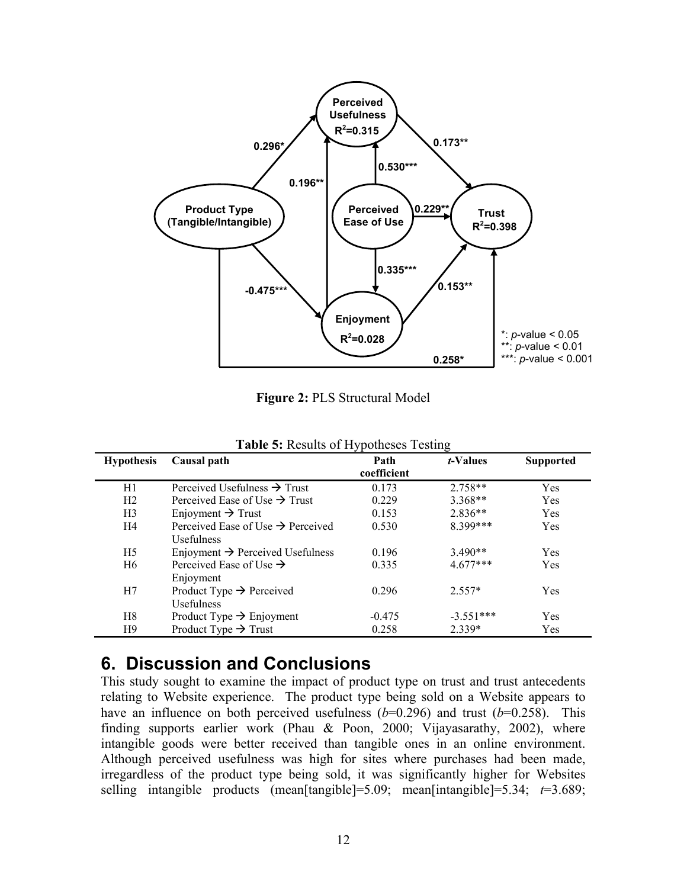**Figure 2:** PLS Structural Model

**Table 5:** Results of Hypotheses Testing

| Hypothesis | Causal path | Path coefficient | *t*-Values | Supported |
|---|---|---|---|---|
| H1 | Perceived Usefulness → Trust | 0.173 | 2.758** | Yes |
| H2 | Perceived Ease of Use → Trust | 0.229 | 3.368** | Yes |
| H3 | Enjoyment → Trust | 0.153 | 2.836** | Yes |
| H4 | Perceived Ease of Use → Perceived Usefulness | 0.530 | 8.399*** | Yes |
| H5 | Enjoyment → Perceived Usefulness | 0.196 | 3.490** | Yes |
| H6 | Perceived Ease of Use → Enjoyment | 0.335 | 4.677*** | Yes |
| H7 | Product Type → Perceived Usefulness | 0.296 | 2.557* | Yes |
| H8 | Product Type → Enjoyment | -0.475 | -3.551*** | Yes |
| H9 | Product Type → Trust | 0.258 | 2.339* | Yes |

# 6. Discussion and Conclusions

This study sought to examine the impact of product type on trust and trust antecedents relating to Website experience. The product type being sold on a Website appears to have an influence on both perceived usefulness (*b*=0.296) and trust (*b*=0.258). This finding supports earlier work (Phau & Poon, 2000; Vijayasarathy, 2002), where intangible goods were better received than tangible ones in an online environment. Although perceived usefulness was high for sites where purchases had been made, irregardless of the product type being sold, it was significantly higher for Websites selling intangible products (mean[tangible]=5.09; mean[intangible]=5.34; *t*=3.689;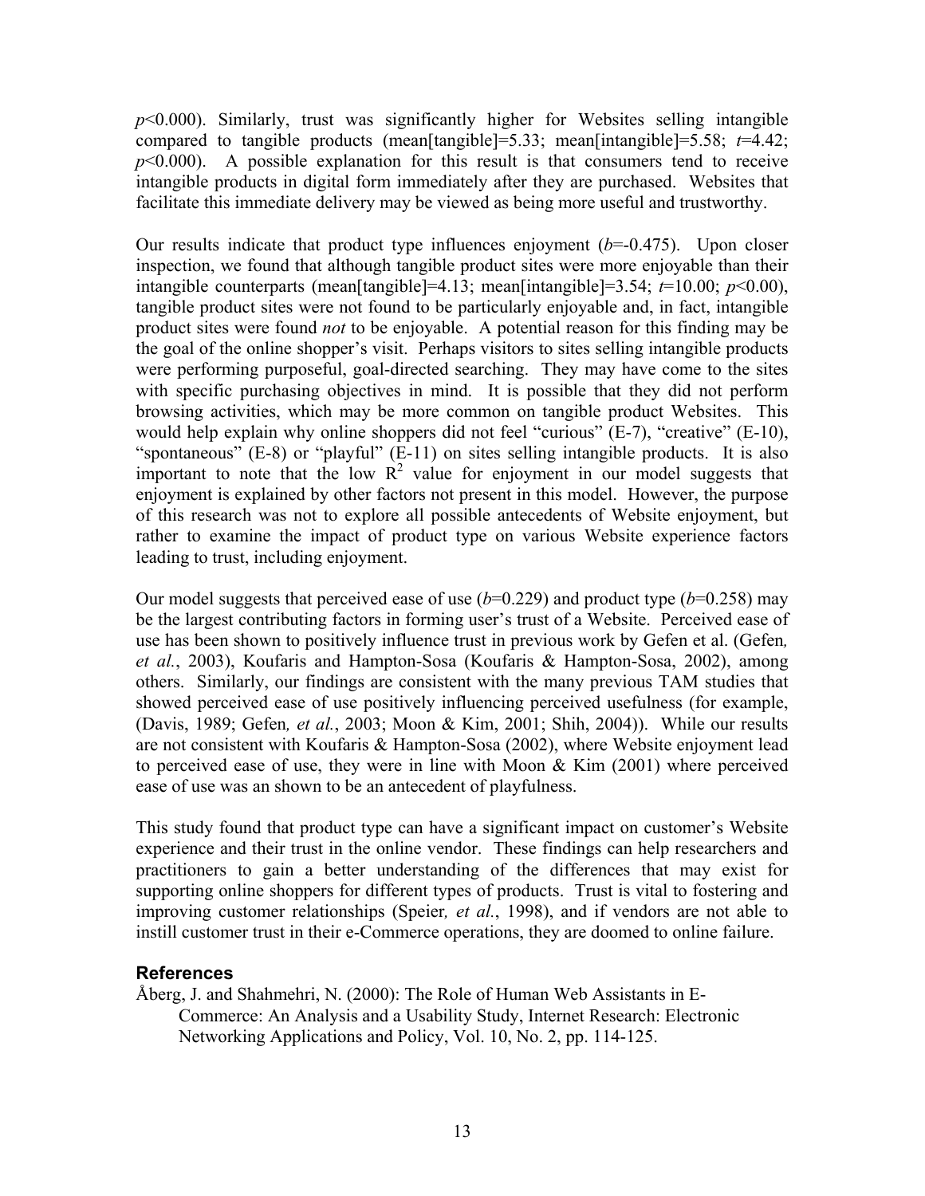$p<0.000$). Similarly, trust was significantly higher for Websites selling intangible compared to tangible products (mean[tangible]=5.33; mean[intangible]=5.58; $t=4.42$; $p<0.000$). A possible explanation for this result is that consumers tend to receive intangible products in digital form immediately after they are purchased. Websites that facilitate this immediate delivery may be viewed as being more useful and trustworthy.

Our results indicate that product type influences enjoyment ($b=-0.475$). Upon closer inspection, we found that although tangible product sites were more enjoyable than their intangible counterparts (mean[tangible]=4.13; mean[intangible]=3.54; $t=10.00$; $p<0.00$), tangible product sites were not found to be particularly enjoyable and, in fact, intangible product sites were found *not* to be enjoyable. A potential reason for this finding may be the goal of the online shopper's visit. Perhaps visitors to sites selling intangible products were performing purposeful, goal-directed searching. They may have come to the sites with specific purchasing objectives in mind. It is possible that they did not perform browsing activities, which may be more common on tangible product Websites. This would help explain why online shoppers did not feel "curious" (E-7), "creative" (E-10), "spontaneous" (E-8) or "playful" (E-11) on sites selling intangible products. It is also important to note that the low $R^2$ value for enjoyment in our model suggests that enjoyment is explained by other factors not present in this model. However, the purpose of this research was not to explore all possible antecedents of Website enjoyment, but rather to examine the impact of product type on various Website experience factors leading to trust, including enjoyment.

Our model suggests that perceived ease of use ($b=0.229$) and product type ($b=0.258$) may be the largest contributing factors in forming user's trust of a Website. Perceived ease of use has been shown to positively influence trust in previous work by Gefen et al. (Gefen*, et al.*, 2003), Koufaris and Hampton-Sosa (Koufaris & Hampton-Sosa, 2002), among others. Similarly, our findings are consistent with the many previous TAM studies that showed perceived ease of use positively influencing perceived usefulness (for example, (Davis, 1989; Gefen*, et al.*, 2003; Moon & Kim, 2001; Shih, 2004)). While our results are not consistent with Koufaris & Hampton-Sosa (2002), where Website enjoyment lead to perceived ease of use, they were in line with Moon & Kim (2001) where perceived ease of use was an shown to be an antecedent of playfulness.

This study found that product type can have a significant impact on customer's Website experience and their trust in the online vendor. These findings can help researchers and practitioners to gain a better understanding of the differences that may exist for supporting online shoppers for different types of products. Trust is vital to fostering and improving customer relationships (Speier*, et al.*, 1998), and if vendors are not able to instill customer trust in their e-Commerce operations, they are doomed to online failure.

## References

Åberg, J. and Shahmehri, N. (2000): The Role of Human Web Assistants in E-Commerce: An Analysis and a Usability Study, Internet Research: Electronic Networking Applications and Policy, Vol. 10, No. 2, pp. 114-125.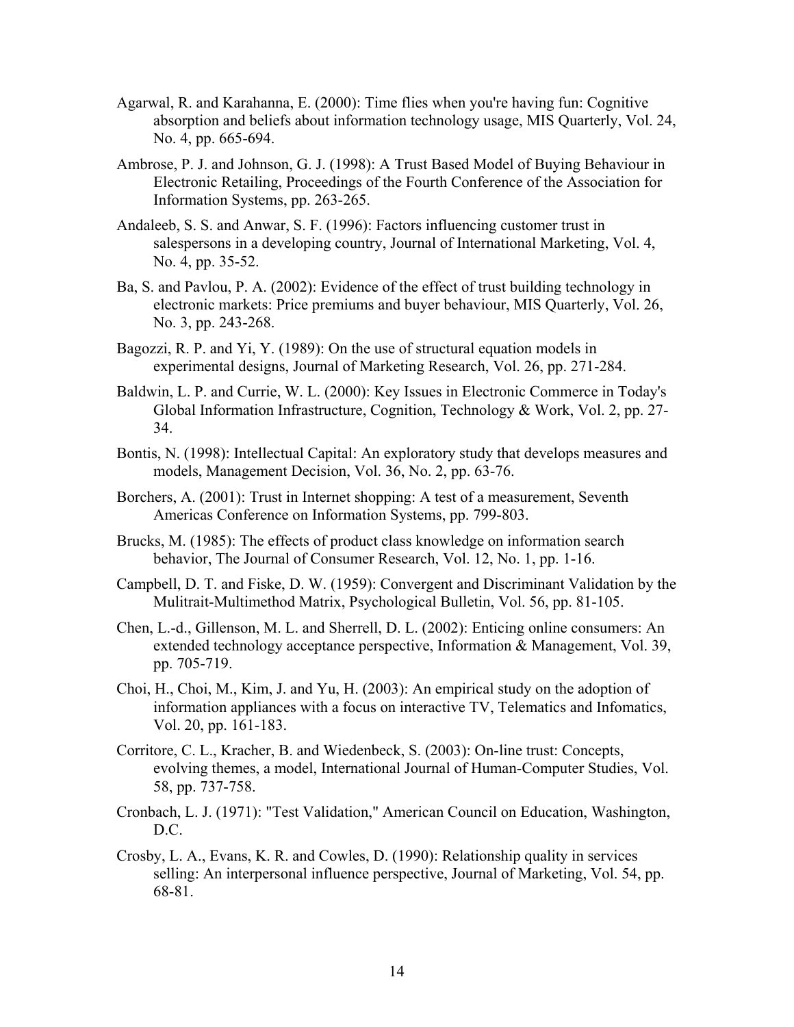Agarwal, R. and Karahanna, E. (2000): Time flies when you're having fun: Cognitive absorption and beliefs about information technology usage, MIS Quarterly, Vol. 24, No. 4, pp. 665-694.

Ambrose, P. J. and Johnson, G. J. (1998): A Trust Based Model of Buying Behaviour in Electronic Retailing, Proceedings of the Fourth Conference of the Association for Information Systems, pp. 263-265.

Andaleeb, S. S. and Anwar, S. F. (1996): Factors influencing customer trust in salespersons in a developing country, Journal of International Marketing, Vol. 4, No. 4, pp. 35-52.

Ba, S. and Pavlou, P. A. (2002): Evidence of the effect of trust building technology in electronic markets: Price premiums and buyer behaviour, MIS Quarterly, Vol. 26, No. 3, pp. 243-268.

Bagozzi, R. P. and Yi, Y. (1989): On the use of structural equation models in experimental designs, Journal of Marketing Research, Vol. 26, pp. 271-284.

Baldwin, L. P. and Currie, W. L. (2000): Key Issues in Electronic Commerce in Today's Global Information Infrastructure, Cognition, Technology & Work, Vol. 2, pp. 27-34.

Bontis, N. (1998): Intellectual Capital: An exploratory study that develops measures and models, Management Decision, Vol. 36, No. 2, pp. 63-76.

Borchers, A. (2001): Trust in Internet shopping: A test of a measurement, Seventh Americas Conference on Information Systems, pp. 799-803.

Brucks, M. (1985): The effects of product class knowledge on information search behavior, The Journal of Consumer Research, Vol. 12, No. 1, pp. 1-16.

Campbell, D. T. and Fiske, D. W. (1959): Convergent and Discriminant Validation by the Mulitrait-Multimethod Matrix, Psychological Bulletin, Vol. 56, pp. 81-105.

Chen, L.-d., Gillenson, M. L. and Sherrell, D. L. (2002): Enticing online consumers: An extended technology acceptance perspective, Information & Management, Vol. 39, pp. 705-719.

Choi, H., Choi, M., Kim, J. and Yu, H. (2003): An empirical study on the adoption of information appliances with a focus on interactive TV, Telematics and Infomatics, Vol. 20, pp. 161-183.

Corritore, C. L., Kracher, B. and Wiedenbeck, S. (2003): On-line trust: Concepts, evolving themes, a model, International Journal of Human-Computer Studies, Vol. 58, pp. 737-758.

Cronbach, L. J. (1971): "Test Validation," American Council on Education, Washington, D.C.

Crosby, L. A., Evans, K. R. and Cowles, D. (1990): Relationship quality in services selling: An interpersonal influence perspective, Journal of Marketing, Vol. 54, pp. 68-81.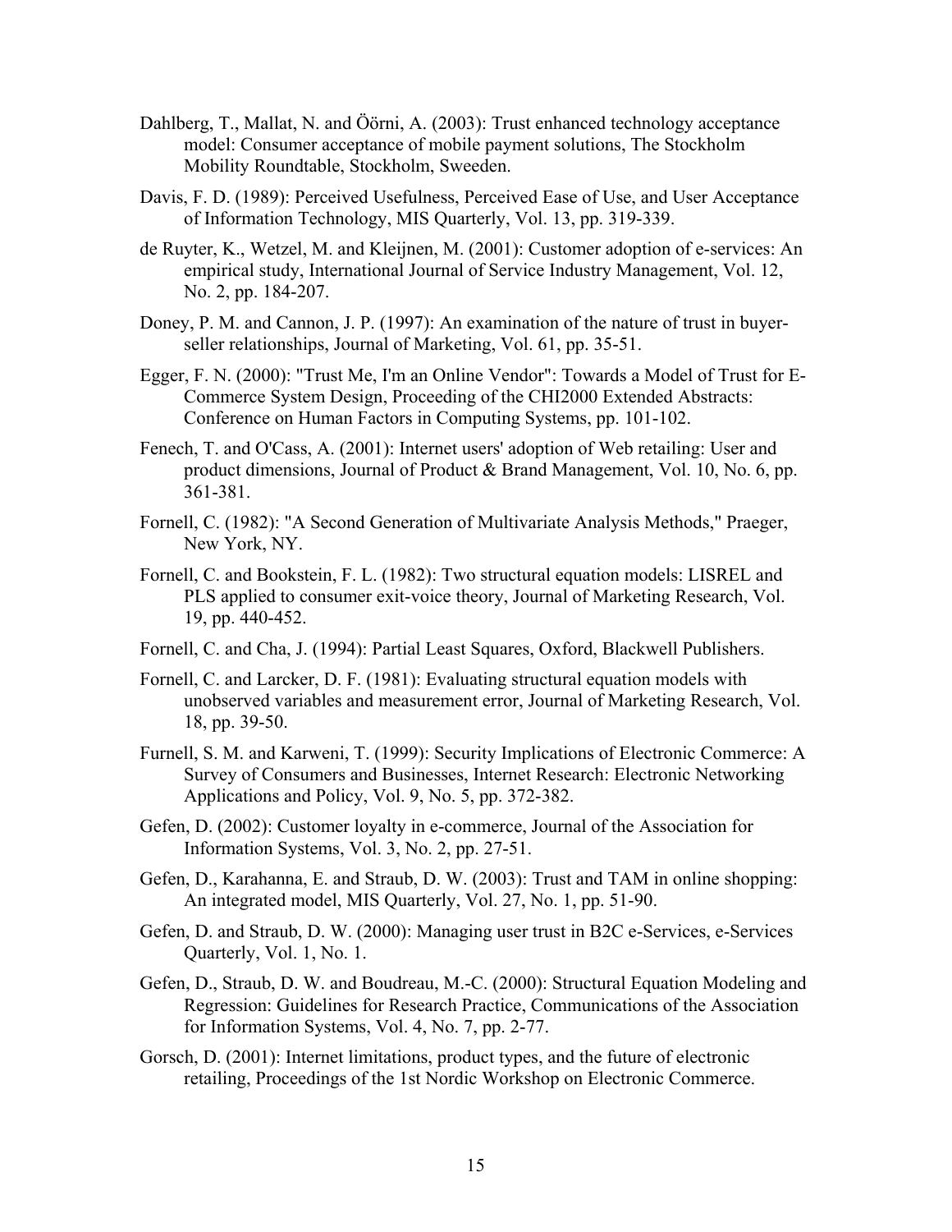Dahlberg, T., Mallat, N. and Öörni, A. (2003): Trust enhanced technology acceptance model: Consumer acceptance of mobile payment solutions, The Stockholm Mobility Roundtable, Stockholm, Sweeden.

Davis, F. D. (1989): Perceived Usefulness, Perceived Ease of Use, and User Acceptance of Information Technology, MIS Quarterly, Vol. 13, pp. 319-339.

de Ruyter, K., Wetzel, M. and Kleijnen, M. (2001): Customer adoption of e-services: An empirical study, International Journal of Service Industry Management, Vol. 12, No. 2, pp. 184-207.

Doney, P. M. and Cannon, J. P. (1997): An examination of the nature of trust in buyer-seller relationships, Journal of Marketing, Vol. 61, pp. 35-51.

Egger, F. N. (2000): "Trust Me, I'm an Online Vendor": Towards a Model of Trust for E-Commerce System Design, Proceeding of the CHI2000 Extended Abstracts: Conference on Human Factors in Computing Systems, pp. 101-102.

Fenech, T. and O'Cass, A. (2001): Internet users' adoption of Web retailing: User and product dimensions, Journal of Product & Brand Management, Vol. 10, No. 6, pp. 361-381.

Fornell, C. (1982): "A Second Generation of Multivariate Analysis Methods," Praeger, New York, NY.

Fornell, C. and Bookstein, F. L. (1982): Two structural equation models: LISREL and PLS applied to consumer exit-voice theory, Journal of Marketing Research, Vol. 19, pp. 440-452.

Fornell, C. and Cha, J. (1994): Partial Least Squares, Oxford, Blackwell Publishers.

Fornell, C. and Larcker, D. F. (1981): Evaluating structural equation models with unobserved variables and measurement error, Journal of Marketing Research, Vol. 18, pp. 39-50.

Furnell, S. M. and Karweni, T. (1999): Security Implications of Electronic Commerce: A Survey of Consumers and Businesses, Internet Research: Electronic Networking Applications and Policy, Vol. 9, No. 5, pp. 372-382.

Gefen, D. (2002): Customer loyalty in e-commerce, Journal of the Association for Information Systems, Vol. 3, No. 2, pp. 27-51.

Gefen, D., Karahanna, E. and Straub, D. W. (2003): Trust and TAM in online shopping: An integrated model, MIS Quarterly, Vol. 27, No. 1, pp. 51-90.

Gefen, D. and Straub, D. W. (2000): Managing user trust in B2C e-Services, e-Services Quarterly, Vol. 1, No. 1.

Gefen, D., Straub, D. W. and Boudreau, M.-C. (2000): Structural Equation Modeling and Regression: Guidelines for Research Practice, Communications of the Association for Information Systems, Vol. 4, No. 7, pp. 2-77.

Gorsch, D. (2001): Internet limitations, product types, and the future of electronic retailing, Proceedings of the 1st Nordic Workshop on Electronic Commerce.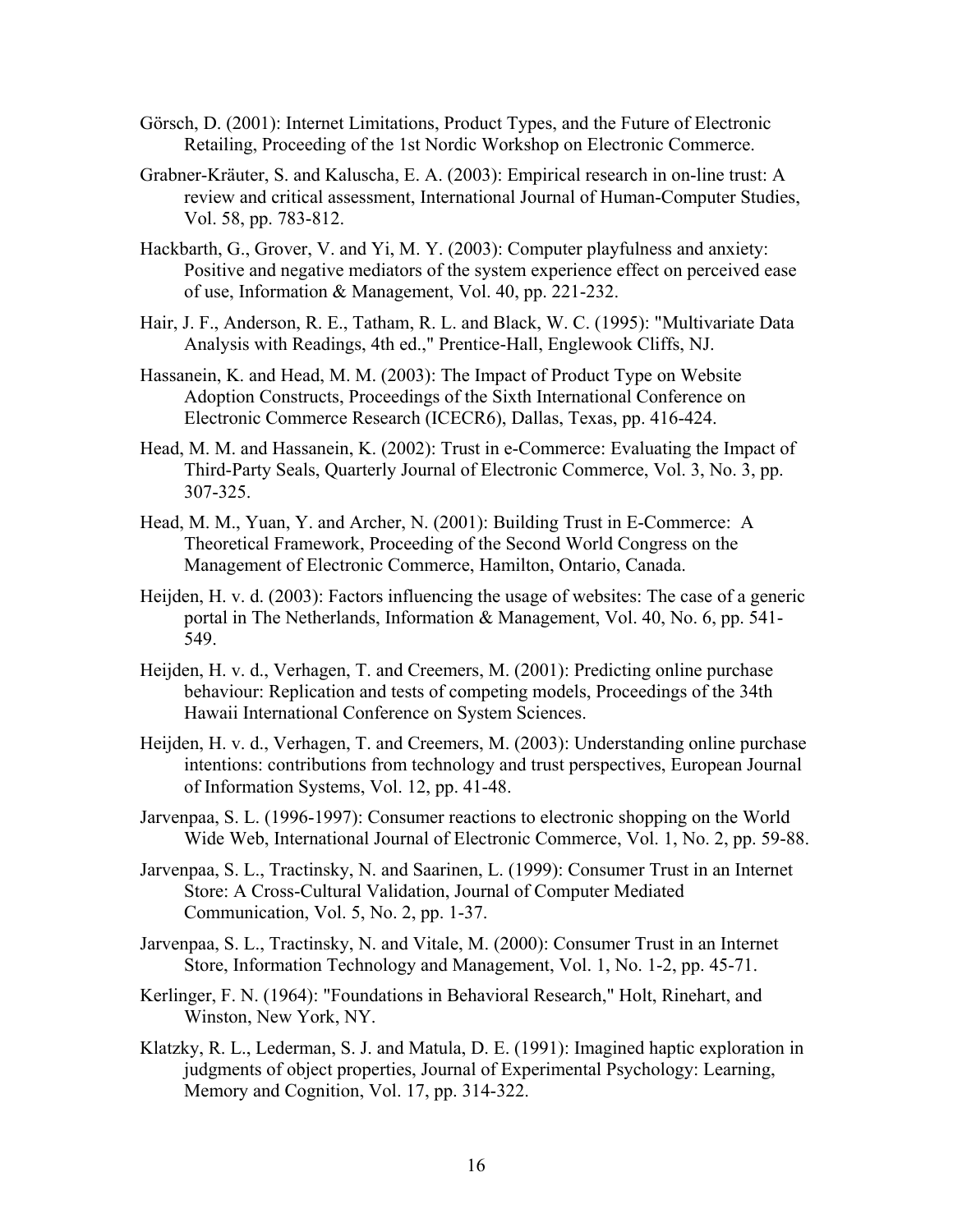Görsch, D. (2001): Internet Limitations, Product Types, and the Future of Electronic Retailing, Proceeding of the 1st Nordic Workshop on Electronic Commerce.

Grabner-Kräuter, S. and Kaluscha, E. A. (2003): Empirical research in on-line trust: A review and critical assessment, International Journal of Human-Computer Studies, Vol. 58, pp. 783-812.

Hackbarth, G., Grover, V. and Yi, M. Y. (2003): Computer playfulness and anxiety: Positive and negative mediators of the system experience effect on perceived ease of use, Information & Management, Vol. 40, pp. 221-232.

Hair, J. F., Anderson, R. E., Tatham, R. L. and Black, W. C. (1995): "Multivariate Data Analysis with Readings, 4th ed.," Prentice-Hall, Englewook Cliffs, NJ.

Hassanein, K. and Head, M. M. (2003): The Impact of Product Type on Website Adoption Constructs, Proceedings of the Sixth International Conference on Electronic Commerce Research (ICECR6), Dallas, Texas, pp. 416-424.

Head, M. M. and Hassanein, K. (2002): Trust in e-Commerce: Evaluating the Impact of Third-Party Seals, Quarterly Journal of Electronic Commerce, Vol. 3, No. 3, pp. 307-325.

Head, M. M., Yuan, Y. and Archer, N. (2001): Building Trust in E-Commerce: A Theoretical Framework, Proceeding of the Second World Congress on the Management of Electronic Commerce, Hamilton, Ontario, Canada.

Heijden, H. v. d. (2003): Factors influencing the usage of websites: The case of a generic portal in The Netherlands, Information & Management, Vol. 40, No. 6, pp. 541-549.

Heijden, H. v. d., Verhagen, T. and Creemers, M. (2001): Predicting online purchase behaviour: Replication and tests of competing models, Proceedings of the 34th Hawaii International Conference on System Sciences.

Heijden, H. v. d., Verhagen, T. and Creemers, M. (2003): Understanding online purchase intentions: contributions from technology and trust perspectives, European Journal of Information Systems, Vol. 12, pp. 41-48.

Jarvenpaa, S. L. (1996-1997): Consumer reactions to electronic shopping on the World Wide Web, International Journal of Electronic Commerce, Vol. 1, No. 2, pp. 59-88.

Jarvenpaa, S. L., Tractinsky, N. and Saarinen, L. (1999): Consumer Trust in an Internet Store: A Cross-Cultural Validation, Journal of Computer Mediated Communication, Vol. 5, No. 2, pp. 1-37.

Jarvenpaa, S. L., Tractinsky, N. and Vitale, M. (2000): Consumer Trust in an Internet Store, Information Technology and Management, Vol. 1, No. 1-2, pp. 45-71.

Kerlinger, F. N. (1964): "Foundations in Behavioral Research," Holt, Rinehart, and Winston, New York, NY.

Klatzky, R. L., Lederman, S. J. and Matula, D. E. (1991): Imagined haptic exploration in judgments of object properties, Journal of Experimental Psychology: Learning, Memory and Cognition, Vol. 17, pp. 314-322.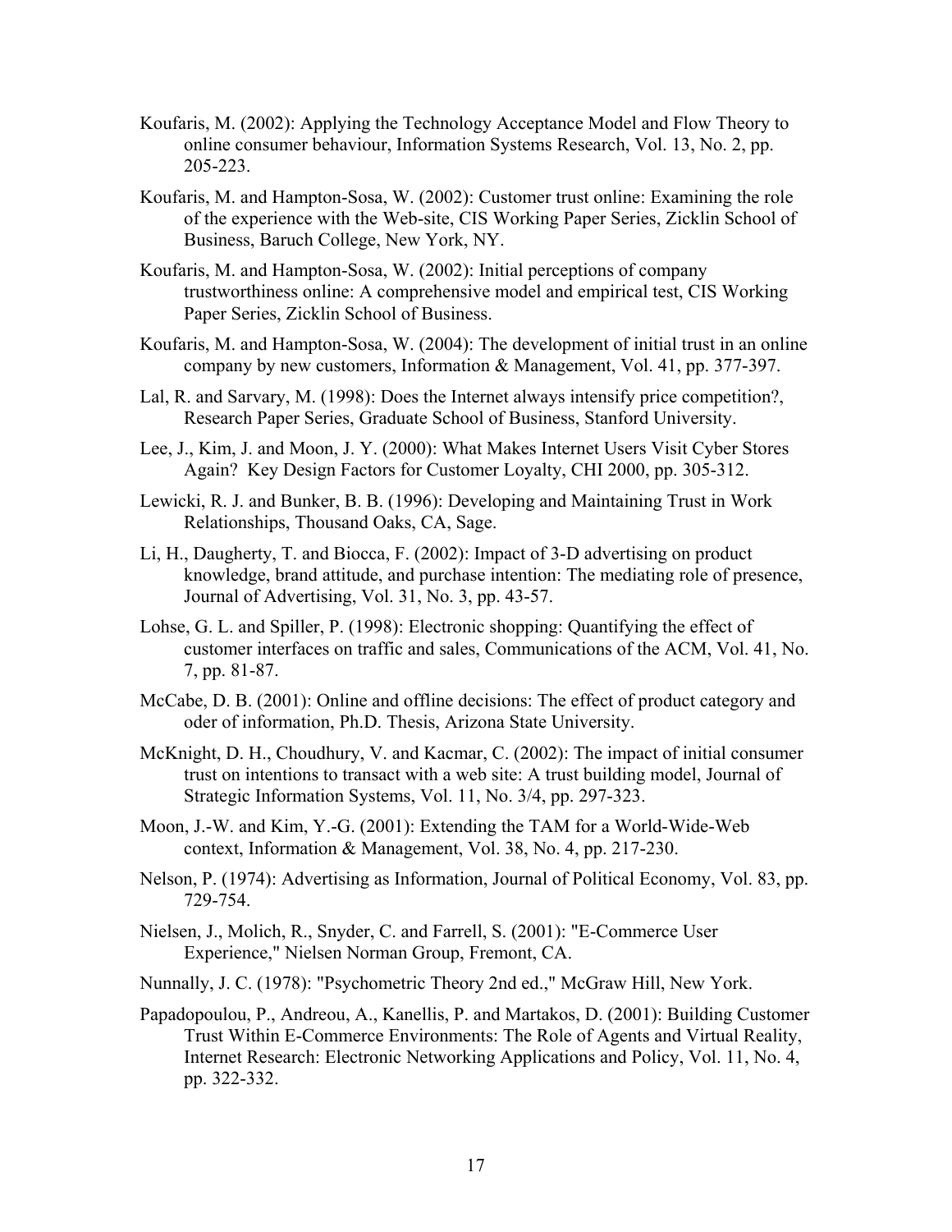Koufaris, M. (2002): Applying the Technology Acceptance Model and Flow Theory to online consumer behaviour, Information Systems Research, Vol. 13, No. 2, pp. 205-223.

Koufaris, M. and Hampton-Sosa, W. (2002): Customer trust online: Examining the role of the experience with the Web-site, CIS Working Paper Series, Zicklin School of Business, Baruch College, New York, NY.

Koufaris, M. and Hampton-Sosa, W. (2002): Initial perceptions of company trustworthiness online: A comprehensive model and empirical test, CIS Working Paper Series, Zicklin School of Business.

Koufaris, M. and Hampton-Sosa, W. (2004): The development of initial trust in an online company by new customers, Information & Management, Vol. 41, pp. 377-397.

Lal, R. and Sarvary, M. (1998): Does the Internet always intensify price competition?, Research Paper Series, Graduate School of Business, Stanford University.

Lee, J., Kim, J. and Moon, J. Y. (2000): What Makes Internet Users Visit Cyber Stores Again? Key Design Factors for Customer Loyalty, CHI 2000, pp. 305-312.

Lewicki, R. J. and Bunker, B. B. (1996): Developing and Maintaining Trust in Work Relationships, Thousand Oaks, CA, Sage.

Li, H., Daugherty, T. and Biocca, F. (2002): Impact of 3-D advertising on product knowledge, brand attitude, and purchase intention: The mediating role of presence, Journal of Advertising, Vol. 31, No. 3, pp. 43-57.

Lohse, G. L. and Spiller, P. (1998): Electronic shopping: Quantifying the effect of customer interfaces on traffic and sales, Communications of the ACM, Vol. 41, No. 7, pp. 81-87.

McCabe, D. B. (2001): Online and offline decisions: The effect of product category and oder of information, Ph.D. Thesis, Arizona State University.

McKnight, D. H., Choudhury, V. and Kacmar, C. (2002): The impact of initial consumer trust on intentions to transact with a web site: A trust building model, Journal of Strategic Information Systems, Vol. 11, No. 3/4, pp. 297-323.

Moon, J.-W. and Kim, Y.-G. (2001): Extending the TAM for a World-Wide-Web context, Information & Management, Vol. 38, No. 4, pp. 217-230.

Nelson, P. (1974): Advertising as Information, Journal of Political Economy, Vol. 83, pp. 729-754.

Nielsen, J., Molich, R., Snyder, C. and Farrell, S. (2001): "E-Commerce User Experience," Nielsen Norman Group, Fremont, CA.

Nunnally, J. C. (1978): "Psychometric Theory 2nd ed.," McGraw Hill, New York.

Papadopoulou, P., Andreou, A., Kanellis, P. and Martakos, D. (2001): Building Customer Trust Within E-Commerce Environments: The Role of Agents and Virtual Reality, Internet Research: Electronic Networking Applications and Policy, Vol. 11, No. 4, pp. 322-332.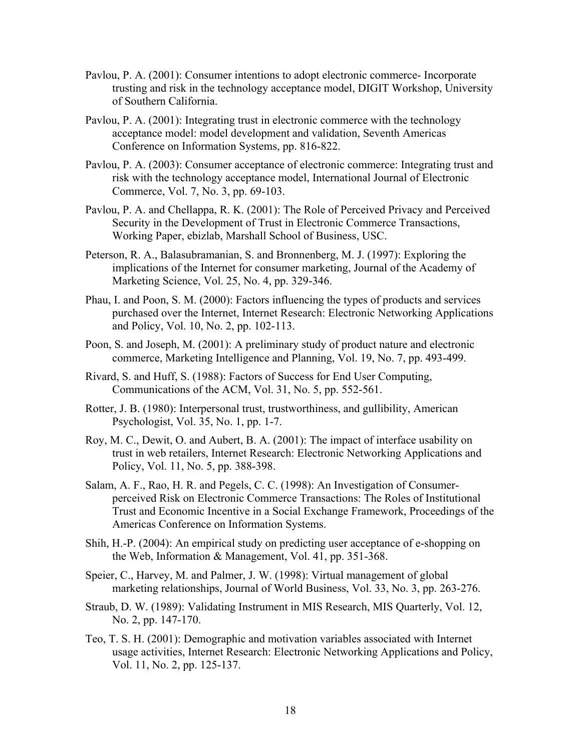Pavlou, P. A. (2001): Consumer intentions to adopt electronic commerce- Incorporate trusting and risk in the technology acceptance model, DIGIT Workshop, University of Southern California.

Pavlou, P. A. (2001): Integrating trust in electronic commerce with the technology acceptance model: model development and validation, Seventh Americas Conference on Information Systems, pp. 816-822.

Pavlou, P. A. (2003): Consumer acceptance of electronic commerce: Integrating trust and risk with the technology acceptance model, International Journal of Electronic Commerce, Vol. 7, No. 3, pp. 69-103.

Pavlou, P. A. and Chellappa, R. K. (2001): The Role of Perceived Privacy and Perceived Security in the Development of Trust in Electronic Commerce Transactions, Working Paper, ebizlab, Marshall School of Business, USC.

Peterson, R. A., Balasubramanian, S. and Bronnenberg, M. J. (1997): Exploring the implications of the Internet for consumer marketing, Journal of the Academy of Marketing Science, Vol. 25, No. 4, pp. 329-346.

Phau, I. and Poon, S. M. (2000): Factors influencing the types of products and services purchased over the Internet, Internet Research: Electronic Networking Applications and Policy, Vol. 10, No. 2, pp. 102-113.

Poon, S. and Joseph, M. (2001): A preliminary study of product nature and electronic commerce, Marketing Intelligence and Planning, Vol. 19, No. 7, pp. 493-499.

Rivard, S. and Huff, S. (1988): Factors of Success for End User Computing, Communications of the ACM, Vol. 31, No. 5, pp. 552-561.

Rotter, J. B. (1980): Interpersonal trust, trustworthiness, and gullibility, American Psychologist, Vol. 35, No. 1, pp. 1-7.

Roy, M. C., Dewit, O. and Aubert, B. A. (2001): The impact of interface usability on trust in web retailers, Internet Research: Electronic Networking Applications and Policy, Vol. 11, No. 5, pp. 388-398.

Salam, A. F., Rao, H. R. and Pegels, C. C. (1998): An Investigation of Consumer-perceived Risk on Electronic Commerce Transactions: The Roles of Institutional Trust and Economic Incentive in a Social Exchange Framework, Proceedings of the Americas Conference on Information Systems.

Shih, H.-P. (2004): An empirical study on predicting user acceptance of e-shopping on the Web, Information & Management, Vol. 41, pp. 351-368.

Speier, C., Harvey, M. and Palmer, J. W. (1998): Virtual management of global marketing relationships, Journal of World Business, Vol. 33, No. 3, pp. 263-276.

Straub, D. W. (1989): Validating Instrument in MIS Research, MIS Quarterly, Vol. 12, No. 2, pp. 147-170.

Teo, T. S. H. (2001): Demographic and motivation variables associated with Internet usage activities, Internet Research: Electronic Networking Applications and Policy, Vol. 11, No. 2, pp. 125-137.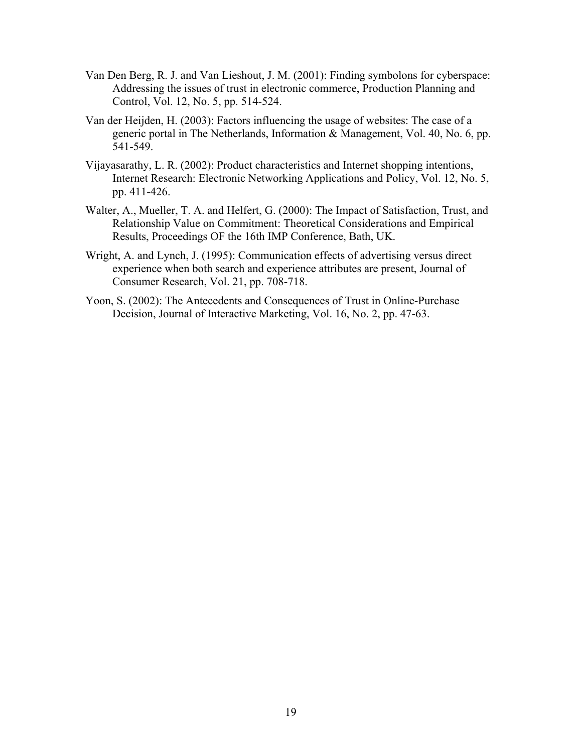Van Den Berg, R. J. and Van Lieshout, J. M. (2001): Finding symbolons for cyberspace: Addressing the issues of trust in electronic commerce, Production Planning and Control, Vol. 12, No. 5, pp. 514-524.

Van der Heijden, H. (2003): Factors influencing the usage of websites: The case of a generic portal in The Netherlands, Information & Management, Vol. 40, No. 6, pp. 541-549.

Vijayasarathy, L. R. (2002): Product characteristics and Internet shopping intentions, Internet Research: Electronic Networking Applications and Policy, Vol. 12, No. 5, pp. 411-426.

Walter, A., Mueller, T. A. and Helfert, G. (2000): The Impact of Satisfaction, Trust, and Relationship Value on Commitment: Theoretical Considerations and Empirical Results, Proceedings OF the 16th IMP Conference, Bath, UK.

Wright, A. and Lynch, J. (1995): Communication effects of advertising versus direct experience when both search and experience attributes are present, Journal of Consumer Research, Vol. 21, pp. 708-718.

Yoon, S. (2002): The Antecedents and Consequences of Trust in Online-Purchase Decision, Journal of Interactive Marketing, Vol. 16, No. 2, pp. 47-63.